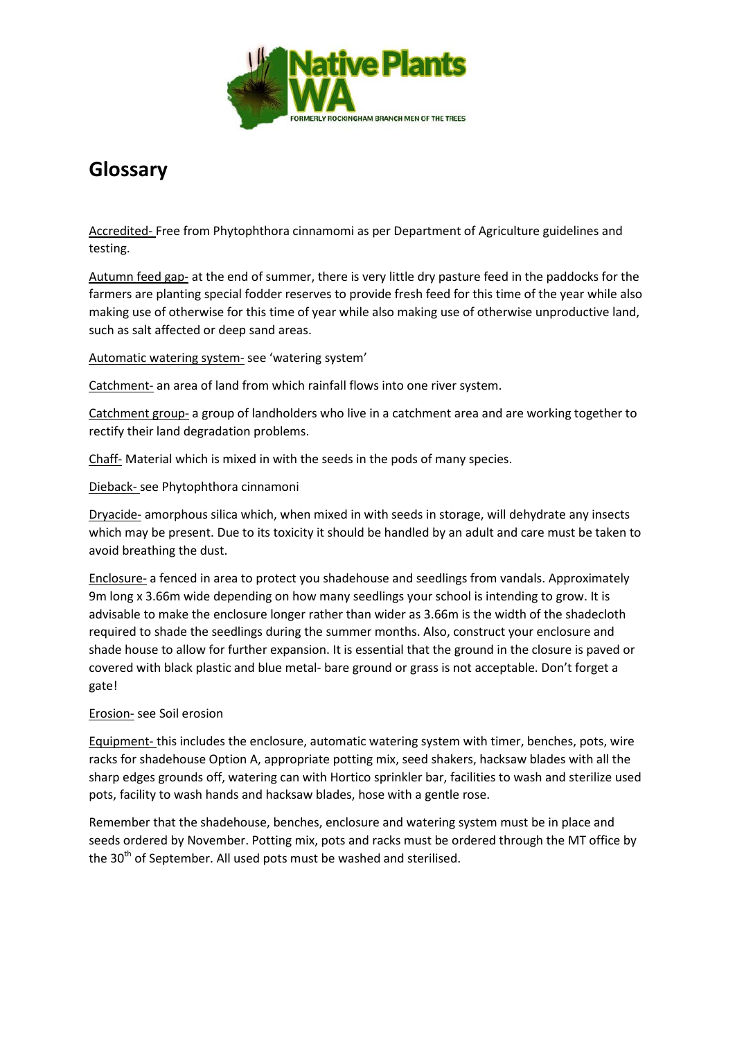Native Plants WA

FORMERLY ROCKINGHAM BRANCH MEN OF THE TREES

# Glossary

Accredited- Free from Phytophthora cinnamomi as per Department of Agriculture guidelines and testing.

Autumn feed gap- at the end of summer, there is very little dry pasture feed in the paddocks for the farmers are planting special fodder reserves to provide fresh feed for this time of the year while also making use of otherwise for this time of year while also making use of otherwise unproductive land, such as salt affected or deep sand areas.

Automatic watering system- see 'watering system'

Catchment- an area of land from which rainfall flows into one river system.

Catchment group- a group of landholders who live in a catchment area and are working together to rectify their land degradation problems.

Chaff- Material which is mixed in with the seeds in the pods of many species.

Dieback- see Phytophthora cinnamoni

Dryacide- amorphous silica which, when mixed in with seeds in storage, will dehydrate any insects which may be present. Due to its toxicity it should be handled by an adult and care must be taken to avoid breathing the dust.

Enclosure- a fenced in area to protect you shadehouse and seedlings from vandals. Approximately 9m long x 3.66m wide depending on how many seedlings your school is intending to grow. It is advisable to make the enclosure longer rather than wider as 3.66m is the width of the shadecloth required to shade the seedlings during the summer months. Also, construct your enclosure and shade house to allow for further expansion. It is essential that the ground in the closure is paved or covered with black plastic and blue metal- bare ground or grass is not acceptable. Don't forget a gate!

Erosion- see Soil erosion

Equipment- this includes the enclosure, automatic watering system with timer, benches, pots, wire racks for shadehouse Option A, appropriate potting mix, seed shakers, hacksaw blades with all the sharp edges grounds off, watering can with Hortico sprinkler bar, facilities to wash and sterilize used pots, facility to wash hands and hacksaw blades, hose with a gentle rose.

Remember that the shadehouse, benches, enclosure and watering system must be in place and seeds ordered by November. Potting mix, pots and racks must be ordered through the MT office by the 30th of September. All used pots must be washed and sterilised.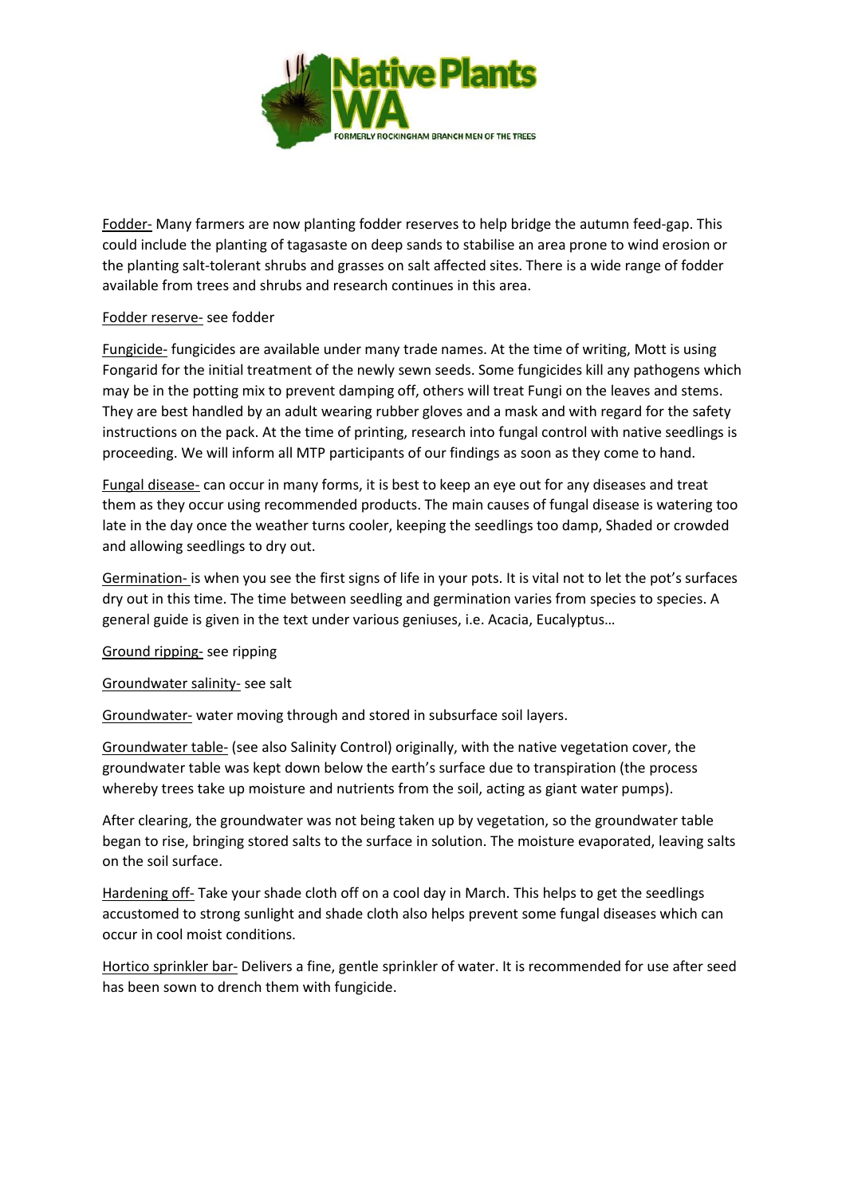Fodder- Many farmers are now planting fodder reserves to help bridge the autumn feed-gap. This could include the planting of tagasaste on deep sands to stabilise an area prone to wind erosion or the planting salt-tolerant shrubs and grasses on salt affected sites. There is a wide range of fodder available from trees and shrubs and research continues in this area.

Fodder reserve- see fodder

Fungicide- fungicides are available under many trade names. At the time of writing, Mott is using Fongarid for the initial treatment of the newly sewn seeds. Some fungicides kill any pathogens which may be in the potting mix to prevent damping off, others will treat Fungi on the leaves and stems. They are best handled by an adult wearing rubber gloves and a mask and with regard for the safety instructions on the pack. At the time of printing, research into fungal control with native seedlings is proceeding. We will inform all MTP participants of our findings as soon as they come to hand.

Fungal disease- can occur in many forms, it is best to keep an eye out for any diseases and treat them as they occur using recommended products. The main causes of fungal disease is watering too late in the day once the weather turns cooler, keeping the seedlings too damp, Shaded or crowded and allowing seedlings to dry out.

Germination- is when you see the first signs of life in your pots. It is vital not to let the pot's surfaces dry out in this time. The time between seedling and germination varies from species to species. A general guide is given in the text under various geniuses, i.e. Acacia, Eucalyptus…

Ground ripping- see ripping

Groundwater salinity- see salt

Groundwater- water moving through and stored in subsurface soil layers.

Groundwater table- (see also Salinity Control) originally, with the native vegetation cover, the groundwater table was kept down below the earth's surface due to transpiration (the process whereby trees take up moisture and nutrients from the soil, acting as giant water pumps).

After clearing, the groundwater was not being taken up by vegetation, so the groundwater table began to rise, bringing stored salts to the surface in solution. The moisture evaporated, leaving salts on the soil surface.

Hardening off- Take your shade cloth off on a cool day in March. This helps to get the seedlings accustomed to strong sunlight and shade cloth also helps prevent some fungal diseases which can occur in cool moist conditions.

Hortico sprinkler bar- Delivers a fine, gentle sprinkler of water. It is recommended for use after seed has been sown to drench them with fungicide.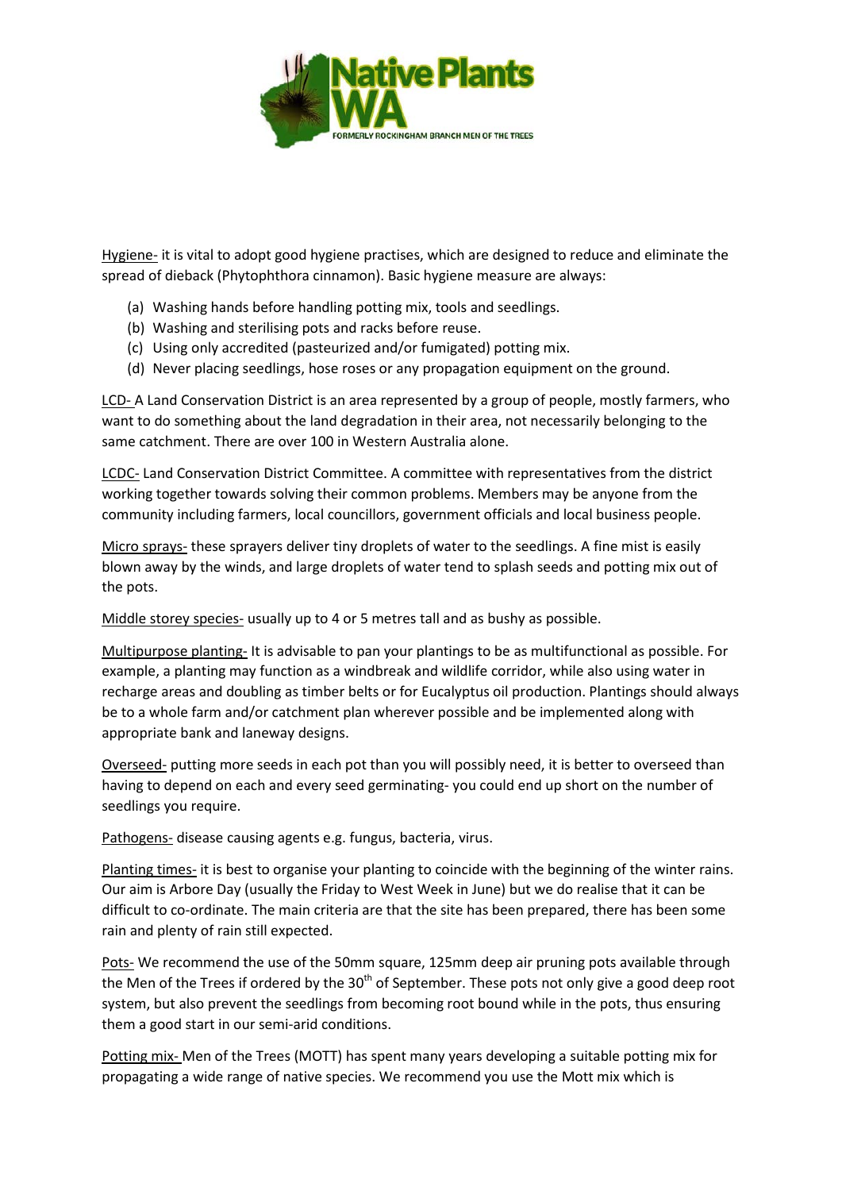Hygiene- it is vital to adopt good hygiene practises, which are designed to reduce and eliminate the spread of dieback (Phytophthora cinnamon). Basic hygiene measure are always:

(a) Washing hands before handling potting mix, tools and seedlings.
(b) Washing and sterilising pots and racks before reuse.
(c) Using only accredited (pasteurized and/or fumigated) potting mix.
(d) Never placing seedlings, hose roses or any propagation equipment on the ground.

LCD- A Land Conservation District is an area represented by a group of people, mostly farmers, who want to do something about the land degradation in their area, not necessarily belonging to the same catchment. There are over 100 in Western Australia alone.

LCDC- Land Conservation District Committee. A committee with representatives from the district working together towards solving their common problems. Members may be anyone from the community including farmers, local councillors, government officials and local business people.

Micro sprays- these sprayers deliver tiny droplets of water to the seedlings. A fine mist is easily blown away by the winds, and large droplets of water tend to splash seeds and potting mix out of the pots.

Middle storey species- usually up to 4 or 5 metres tall and as bushy as possible.

Multipurpose planting- It is advisable to pan your plantings to be as multifunctional as possible. For example, a planting may function as a windbreak and wildlife corridor, while also using water in recharge areas and doubling as timber belts or for Eucalyptus oil production. Plantings should always be to a whole farm and/or catchment plan wherever possible and be implemented along with appropriate bank and laneway designs.

Overseed- putting more seeds in each pot than you will possibly need, it is better to overseed than having to depend on each and every seed germinating- you could end up short on the number of seedlings you require.

Pathogens- disease causing agents e.g. fungus, bacteria, virus.

Planting times- it is best to organise your planting to coincide with the beginning of the winter rains. Our aim is Arbore Day (usually the Friday to West Week in June) but we do realise that it can be difficult to co-ordinate. The main criteria are that the site has been prepared, there has been some rain and plenty of rain still expected.

Pots- We recommend the use of the 50mm square, 125mm deep air pruning pots available through the Men of the Trees if ordered by the 30th of September. These pots not only give a good deep root system, but also prevent the seedlings from becoming root bound while in the pots, thus ensuring them a good start in our semi-arid conditions.

Potting mix- Men of the Trees (MOTT) has spent many years developing a suitable potting mix for propagating a wide range of native species. We recommend you use the Mott mix which is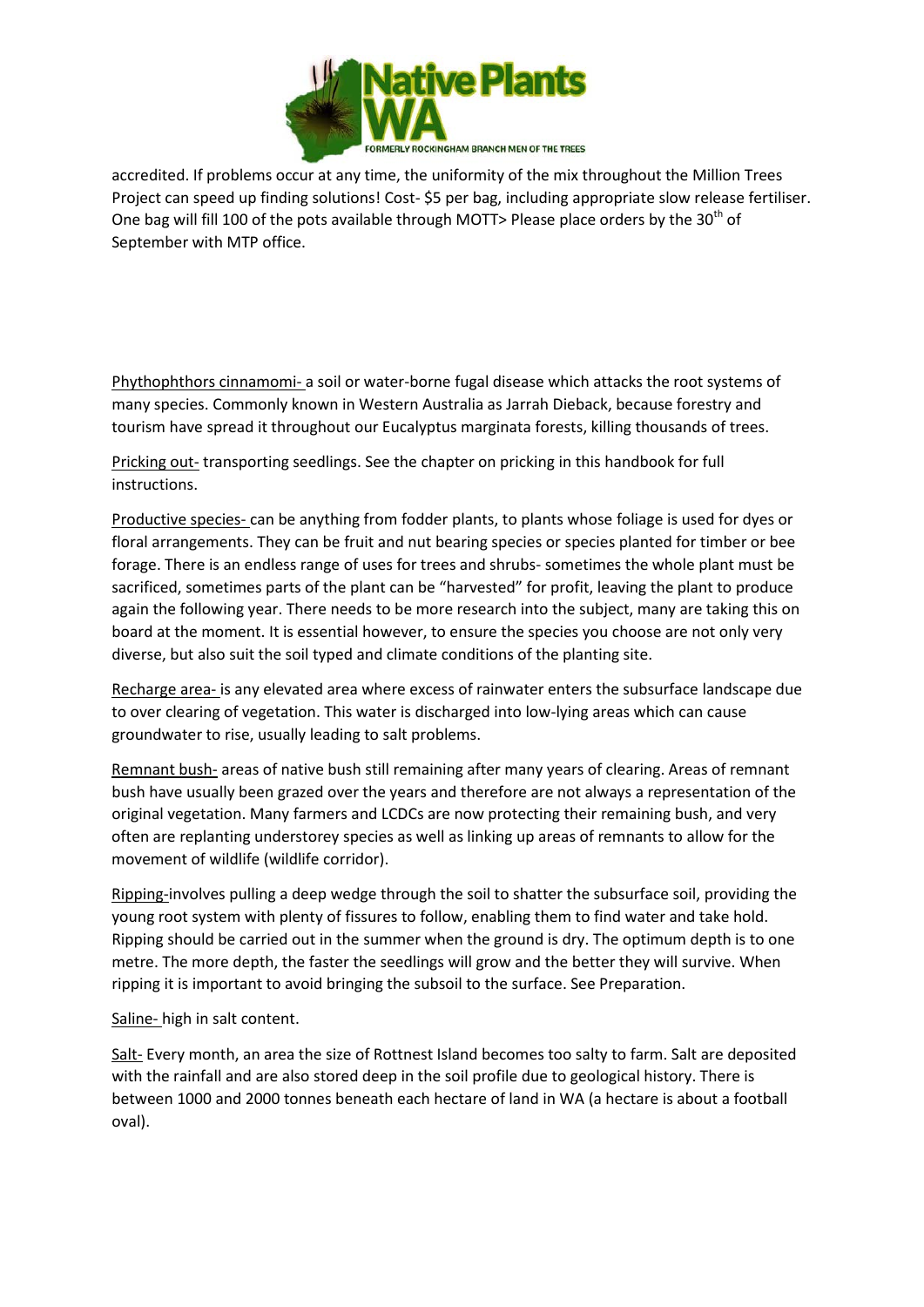accredited. If problems occur at any time, the uniformity of the mix throughout the Million Trees Project can speed up finding solutions! Cost- $5 per bag, including appropriate slow release fertiliser. One bag will fill 100 of the pots available through MOTT> Please place orders by the 30th of September with MTP office.

Phythophthors cinnamomi- a soil or water-borne fugal disease which attacks the root systems of many species. Commonly known in Western Australia as Jarrah Dieback, because forestry and tourism have spread it throughout our Eucalyptus marginata forests, killing thousands of trees.

Pricking out- transporting seedlings. See the chapter on pricking in this handbook for full instructions.

Productive species- can be anything from fodder plants, to plants whose foliage is used for dyes or floral arrangements. They can be fruit and nut bearing species or species planted for timber or bee forage. There is an endless range of uses for trees and shrubs- sometimes the whole plant must be sacrificed, sometimes parts of the plant can be "harvested" for profit, leaving the plant to produce again the following year. There needs to be more research into the subject, many are taking this on board at the moment. It is essential however, to ensure the species you choose are not only very diverse, but also suit the soil typed and climate conditions of the planting site.

Recharge area- is any elevated area where excess of rainwater enters the subsurface landscape due to over clearing of vegetation. This water is discharged into low-lying areas which can cause groundwater to rise, usually leading to salt problems.

Remnant bush- areas of native bush still remaining after many years of clearing. Areas of remnant bush have usually been grazed over the years and therefore are not always a representation of the original vegetation. Many farmers and LCDCs are now protecting their remaining bush, and very often are replanting understorey species as well as linking up areas of remnants to allow for the movement of wildlife (wildlife corridor).

Ripping-involves pulling a deep wedge through the soil to shatter the subsurface soil, providing the young root system with plenty of fissures to follow, enabling them to find water and take hold. Ripping should be carried out in the summer when the ground is dry. The optimum depth is to one metre. The more depth, the faster the seedlings will grow and the better they will survive. When ripping it is important to avoid bringing the subsoil to the surface. See Preparation.

Saline- high in salt content.

Salt- Every month, an area the size of Rottnest Island becomes too salty to farm. Salt are deposited with the rainfall and are also stored deep in the soil profile due to geological history. There is between 1000 and 2000 tonnes beneath each hectare of land in WA (a hectare is about a football oval).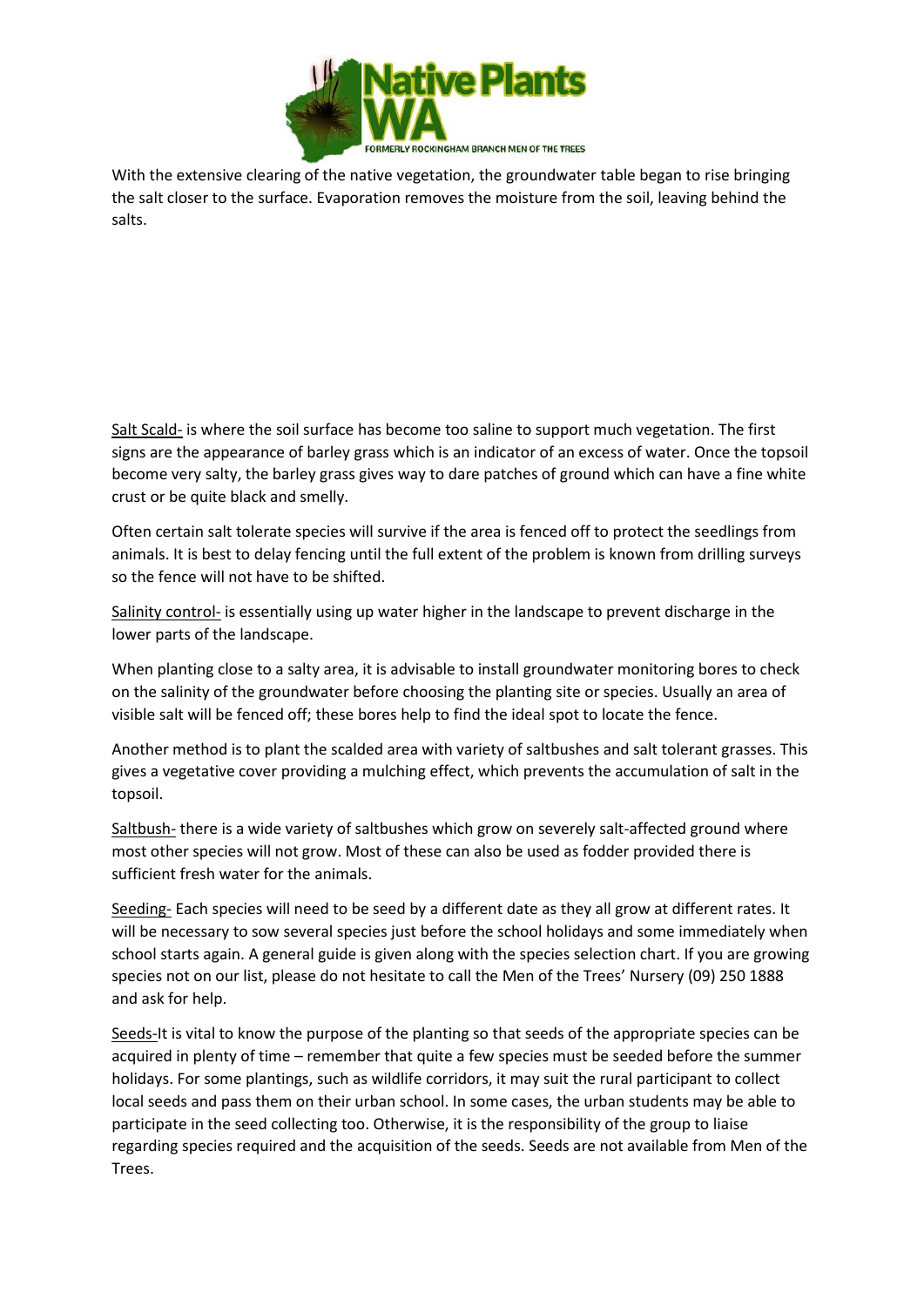With the extensive clearing of the native vegetation, the groundwater table began to rise bringing the salt closer to the surface. Evaporation removes the moisture from the soil, leaving behind the salts.

<u>Salt Scald-</u> is where the soil surface has become too saline to support much vegetation. The first signs are the appearance of barley grass which is an indicator of an excess of water. Once the topsoil become very salty, the barley grass gives way to dare patches of ground which can have a fine white crust or be quite black and smelly.

Often certain salt tolerate species will survive if the area is fenced off to protect the seedlings from animals. It is best to delay fencing until the full extent of the problem is known from drilling surveys so the fence will not have to be shifted.

<u>Salinity control-</u> is essentially using up water higher in the landscape to prevent discharge in the lower parts of the landscape.

When planting close to a salty area, it is advisable to install groundwater monitoring bores to check on the salinity of the groundwater before choosing the planting site or species. Usually an area of visible salt will be fenced off; these bores help to find the ideal spot to locate the fence.

Another method is to plant the scalded area with variety of saltbushes and salt tolerant grasses. This gives a vegetative cover providing a mulching effect, which prevents the accumulation of salt in the topsoil.

<u>Saltbush-</u> there is a wide variety of saltbushes which grow on severely salt-affected ground where most other species will not grow. Most of these can also be used as fodder provided there is sufficient fresh water for the animals.

<u>Seeding-</u> Each species will need to be seed by a different date as they all grow at different rates. It will be necessary to sow several species just before the school holidays and some immediately when school starts again. A general guide is given along with the species selection chart. If you are growing species not on our list, please do not hesitate to call the Men of the Trees' Nursery (09) 250 1888 and ask for help.

<u>Seeds-</u>It is vital to know the purpose of the planting so that seeds of the appropriate species can be acquired in plenty of time – remember that quite a few species must be seeded before the summer holidays. For some plantings, such as wildlife corridors, it may suit the rural participant to collect local seeds and pass them on their urban school. In some cases, the urban students may be able to participate in the seed collecting too. Otherwise, it is the responsibility of the group to liaise regarding species required and the acquisition of the seeds. Seeds are not available from Men of the Trees.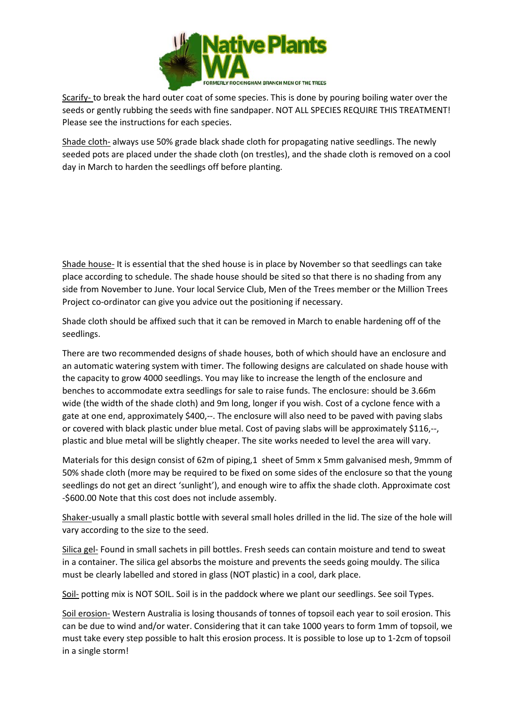Scarify- to break the hard outer coat of some species. This is done by pouring boiling water over the seeds or gently rubbing the seeds with fine sandpaper. NOT ALL SPECIES REQUIRE THIS TREATMENT! Please see the instructions for each species.

Shade cloth- always use 50% grade black shade cloth for propagating native seedlings. The newly seeded pots are placed under the shade cloth (on trestles), and the shade cloth is removed on a cool day in March to harden the seedlings off before planting.

Shade house- It is essential that the shed house is in place by November so that seedlings can take place according to schedule. The shade house should be sited so that there is no shading from any side from November to June. Your local Service Club, Men of the Trees member or the Million Trees Project co-ordinator can give you advice out the positioning if necessary.

Shade cloth should be affixed such that it can be removed in March to enable hardening off of the seedlings.

There are two recommended designs of shade houses, both of which should have an enclosure and an automatic watering system with timer. The following designs are calculated on shade house with the capacity to grow 4000 seedlings. You may like to increase the length of the enclosure and benches to accommodate extra seedlings for sale to raise funds. The enclosure: should be 3.66m wide (the width of the shade cloth) and 9m long, longer if you wish. Cost of a cyclone fence with a gate at one end, approximately $400,--. The enclosure will also need to be paved with paving slabs or covered with black plastic under blue metal. Cost of paving slabs will be approximately $116,--, plastic and blue metal will be slightly cheaper. The site works needed to level the area will vary.

Materials for this design consist of 62m of piping,1 sheet of 5mm x 5mm galvanised mesh, 9mmm of 50% shade cloth (more may be required to be fixed on some sides of the enclosure so that the young seedlings do not get an direct 'sunlight'), and enough wire to affix the shade cloth. Approximate cost -$600.00 Note that this cost does not include assembly.

Shaker-usually a small plastic bottle with several small holes drilled in the lid. The size of the hole will vary according to the size to the seed.

Silica gel- Found in small sachets in pill bottles. Fresh seeds can contain moisture and tend to sweat in a container. The silica gel absorbs the moisture and prevents the seeds going mouldy. The silica must be clearly labelled and stored in glass (NOT plastic) in a cool, dark place.

Soil- potting mix is NOT SOIL. Soil is in the paddock where we plant our seedlings. See soil Types.

Soil erosion- Western Australia is losing thousands of tonnes of topsoil each year to soil erosion. This can be due to wind and/or water. Considering that it can take 1000 years to form 1mm of topsoil, we must take every step possible to halt this erosion process. It is possible to lose up to 1-2cm of topsoil in a single storm!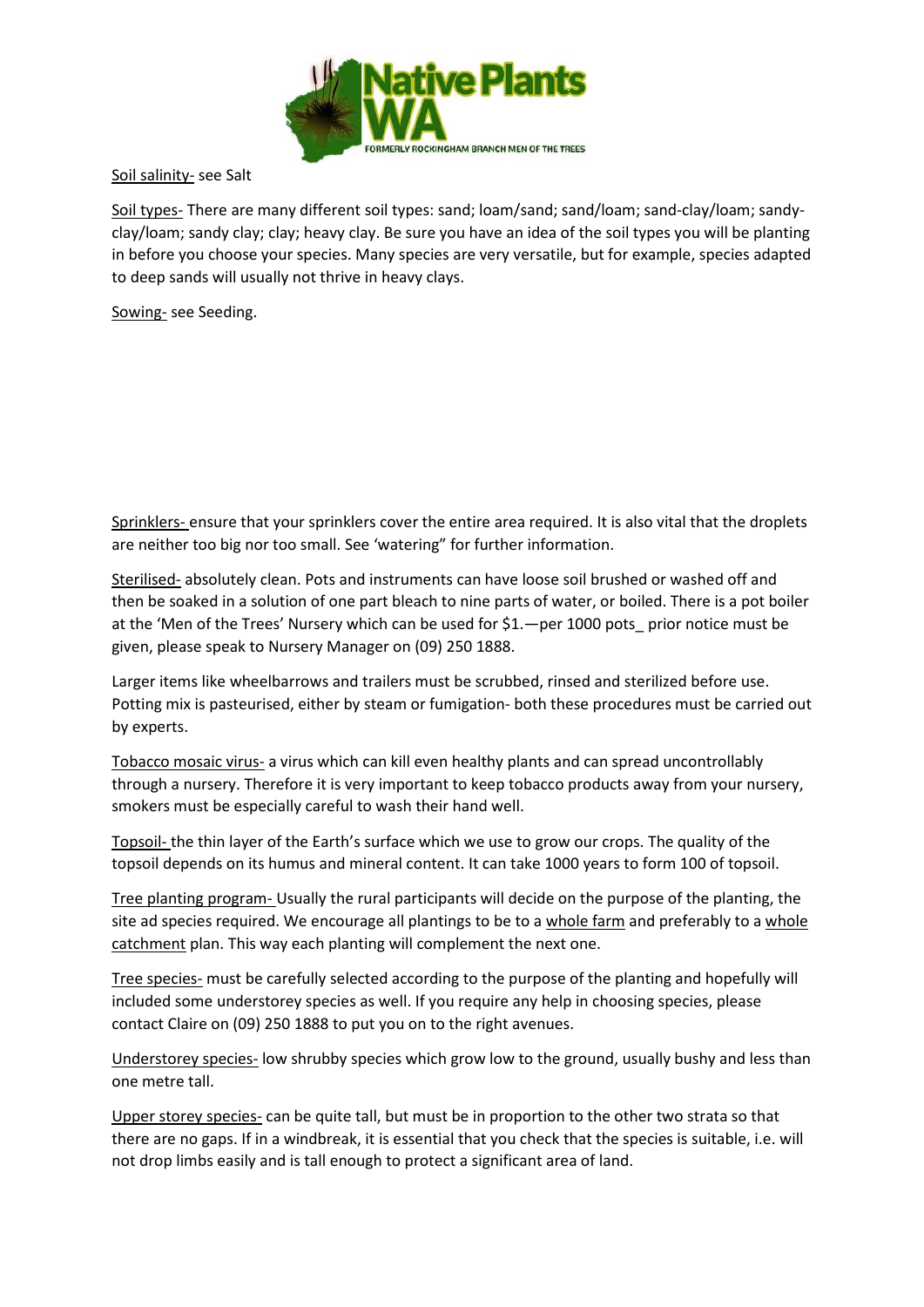Soil salinity- see Salt

Soil types- There are many different soil types: sand; loam/sand; sand/loam; sand-clay/loam; sandy-clay/loam; sandy clay; clay; heavy clay. Be sure you have an idea of the soil types you will be planting in before you choose your species. Many species are very versatile, but for example, species adapted to deep sands will usually not thrive in heavy clays.

Sowing- see Seeding.

Sprinklers- ensure that your sprinklers cover the entire area required. It is also vital that the droplets are neither too big nor too small. See 'watering" for further information.

Sterilised- absolutely clean. Pots and instruments can have loose soil brushed or washed off and then be soaked in a solution of one part bleach to nine parts of water, or boiled. There is a pot boiler at the 'Men of the Trees' Nursery which can be used for $1.—per 1000 pots_ prior notice must be given, please speak to Nursery Manager on (09) 250 1888.

Larger items like wheelbarrows and trailers must be scrubbed, rinsed and sterilized before use. Potting mix is pasteurised, either by steam or fumigation- both these procedures must be carried out by experts.

Tobacco mosaic virus- a virus which can kill even healthy plants and can spread uncontrollably through a nursery. Therefore it is very important to keep tobacco products away from your nursery, smokers must be especially careful to wash their hand well.

Topsoil- the thin layer of the Earth's surface which we use to grow our crops. The quality of the topsoil depends on its humus and mineral content. It can take 1000 years to form 100 of topsoil.

Tree planting program- Usually the rural participants will decide on the purpose of the planting, the site ad species required. We encourage all plantings to be to a whole farm and preferably to a whole catchment plan. This way each planting will complement the next one.

Tree species- must be carefully selected according to the purpose of the planting and hopefully will included some understorey species as well. If you require any help in choosing species, please contact Claire on (09) 250 1888 to put you on to the right avenues.

Understorey species- low shrubby species which grow low to the ground, usually bushy and less than one metre tall.

Upper storey species- can be quite tall, but must be in proportion to the other two strata so that there are no gaps. If in a windbreak, it is essential that you check that the species is suitable, i.e. will not drop limbs easily and is tall enough to protect a significant area of land.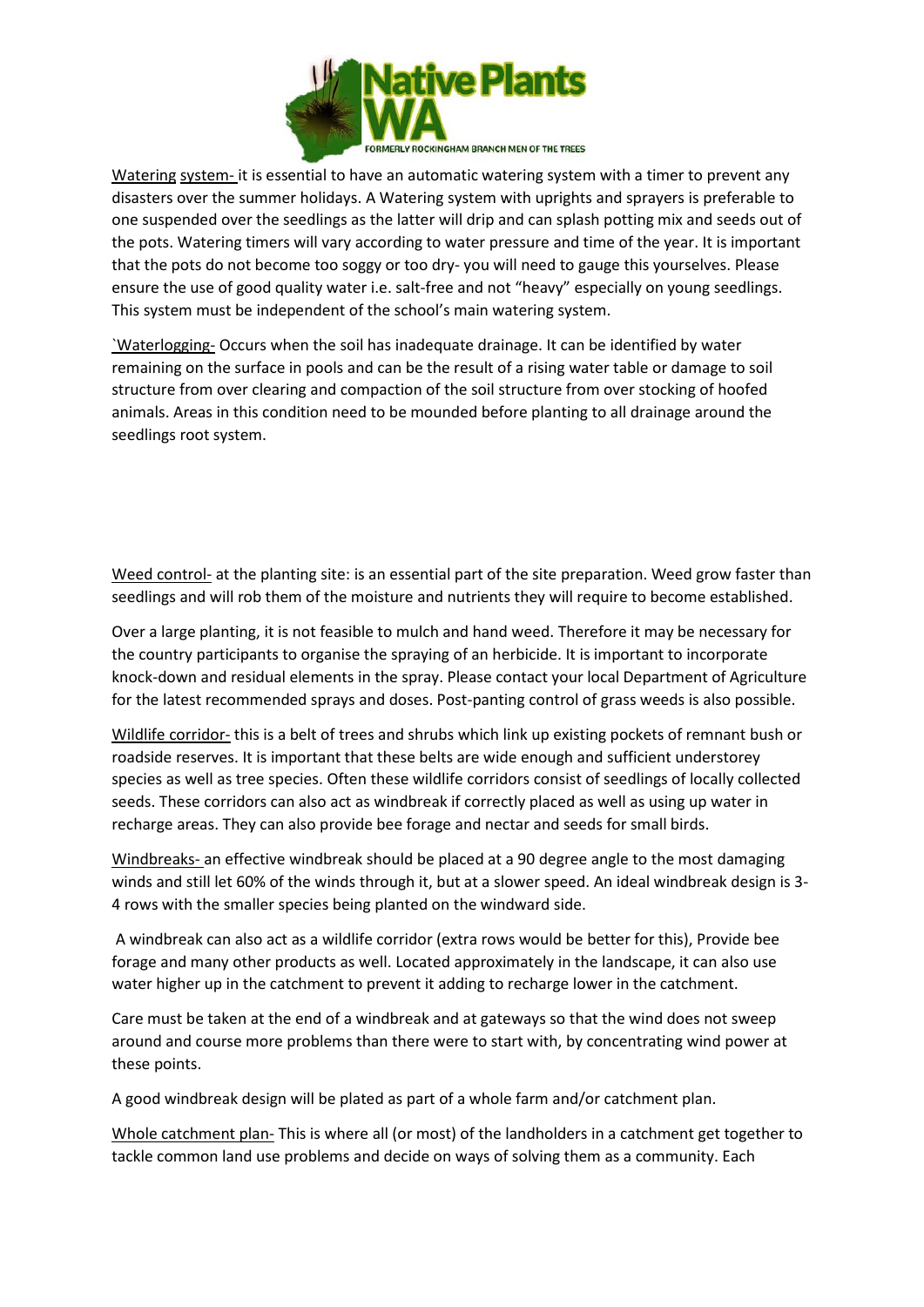Watering system- it is essential to have an automatic watering system with a timer to prevent any disasters over the summer holidays. A Watering system with uprights and sprayers is preferable to one suspended over the seedlings as the latter will drip and can splash potting mix and seeds out of the pots. Watering timers will vary according to water pressure and time of the year. It is important that the pots do not become too soggy or too dry- you will need to gauge this yourselves. Please ensure the use of good quality water i.e. salt-free and not "heavy" especially on young seedlings. This system must be independent of the school's main watering system.

`Waterlogging- Occurs when the soil has inadequate drainage. It can be identified by water remaining on the surface in pools and can be the result of a rising water table or damage to soil structure from over clearing and compaction of the soil structure from over stocking of hoofed animals. Areas in this condition need to be mounded before planting to all drainage around the seedlings root system.

Weed control- at the planting site: is an essential part of the site preparation. Weed grow faster than seedlings and will rob them of the moisture and nutrients they will require to become established.

Over a large planting, it is not feasible to mulch and hand weed. Therefore it may be necessary for the country participants to organise the spraying of an herbicide. It is important to incorporate knock-down and residual elements in the spray. Please contact your local Department of Agriculture for the latest recommended sprays and doses. Post-panting control of grass weeds is also possible.

Wildlife corridor- this is a belt of trees and shrubs which link up existing pockets of remnant bush or roadside reserves. It is important that these belts are wide enough and sufficient understorey species as well as tree species. Often these wildlife corridors consist of seedlings of locally collected seeds. These corridors can also act as windbreak if correctly placed as well as using up water in recharge areas. They can also provide bee forage and nectar and seeds for small birds.

Windbreaks- an effective windbreak should be placed at a 90 degree angle to the most damaging winds and still let 60% of the winds through it, but at a slower speed. An ideal windbreak design is 3-4 rows with the smaller species being planted on the windward side.

A windbreak can also act as a wildlife corridor (extra rows would be better for this), Provide bee forage and many other products as well. Located approximately in the landscape, it can also use water higher up in the catchment to prevent it adding to recharge lower in the catchment.

Care must be taken at the end of a windbreak and at gateways so that the wind does not sweep around and course more problems than there were to start with, by concentrating wind power at these points.

A good windbreak design will be plated as part of a whole farm and/or catchment plan.

Whole catchment plan- This is where all (or most) of the landholders in a catchment get together to tackle common land use problems and decide on ways of solving them as a community. Each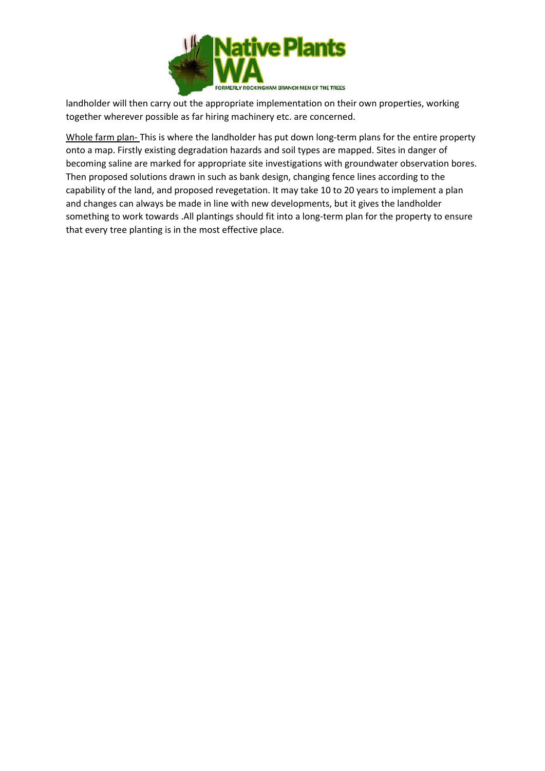landholder will then carry out the appropriate implementation on their own properties, working together wherever possible as far hiring machinery etc. are concerned.

<u>Whole farm plan-</u> This is where the landholder has put down long-term plans for the entire property onto a map. Firstly existing degradation hazards and soil types are mapped. Sites in danger of becoming saline are marked for appropriate site investigations with groundwater observation bores. Then proposed solutions drawn in such as bank design, changing fence lines according to the capability of the land, and proposed revegetation. It may take 10 to 20 years to implement a plan and changes can always be made in line with new developments, but it gives the landholder something to work towards .All plantings should fit into a long-term plan for the property to ensure that every tree planting is in the most effective place.